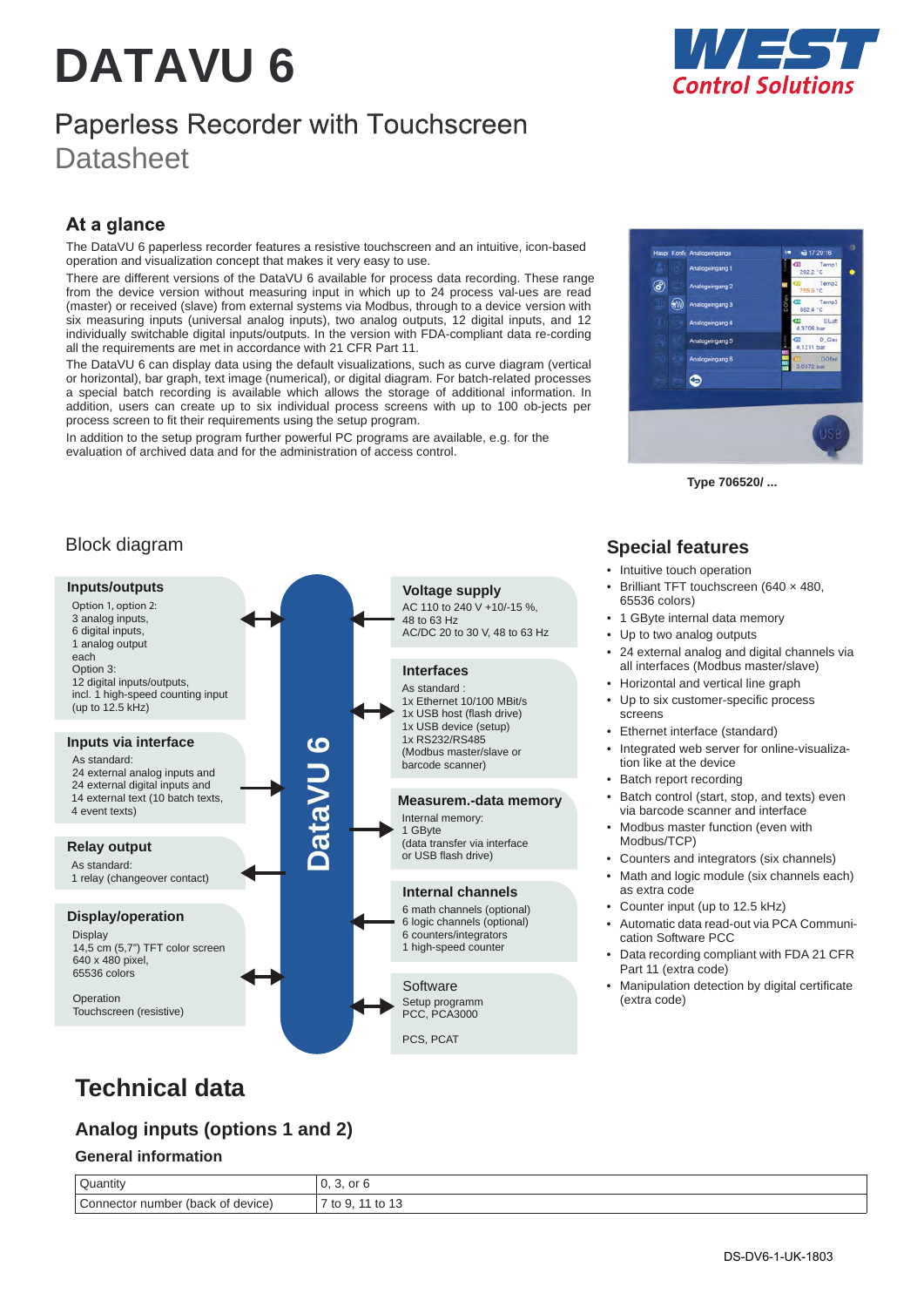# DATAVU 6

## Paperless Recorder with Touchscreen

Datasheet

### At a glance

The DataVU 6 paperless recorder features a resistive touchscreen and an intuitive, icon-based operation and visualization concept that makes it very easy to use.

There are different versions of the DataVU 6 available for process data recording. These range from the device version without measuring input in which up to 24 process val-ues are read (master) or received (slave) from external systems via Modbus, through to a device version with six measuring inputs (universal analog inputs), two analog outputs, 12 digital inputs, and 12 individually switchable digital inputs/outputs. In the version with FDA-compliant data re-cording all the requirements are met in accordance with 21 CFR Part 11.

The DataVU 6 can display data using the default visualizations, such as curve diagram (vertical or horizontal), bar graph, text image (numerical), or digital diagram. For batch-related processes a special batch recording is available which allows the storage of additional information. In addition, users can create up to six individual process screens with up to 100 ob-jects per process screen to fit their requirements using the setup program.

In addition to the setup program further powerful PC programs are available, e.g. for the evaluation of archived data and for the administration of access control.

Type 706520/ ...

### Block diagram

**DataVU 6**

**Inputs/outputs**
Option 1, option 2:
3 analog inputs,
6 digital inputs,
1 analog output
each
Option 3:
12 digital inputs/outputs,
incl. 1 high-speed counting input
(up to 12.5 kHz)

**Inputs via interface**
As standard:
24 external analog inputs and
24 external digital inputs and
14 external text (10 batch texts,
4 event texts)

**Relay output**
As standard:
1 relay (changeover contact)

**Display/operation**
Display
14,5 cm (5,7") TFT color screen
640 x 480 pixel,
65536 colors

Operation
Touchscreen (resistive)

**Voltage supply**
AC 110 to 240 V +10/-15 %,
48 to 63 Hz
AC/DC 20 to 30 V, 48 to 63 Hz

**Interfaces**
As standard :
1x Ethernet 10/100 MBit/s
1x USB host (flash drive)
1x USB device (setup)
1x RS232/RS485
(Modbus master/slave or
barcode scanner)

**Measurem.-data memory**
Internal memory:
1 GByte
(data transfer via interface
or USB flash drive)

**Internal channels**
6 math channels (optional)
6 logic channels (optional)
6 counters/integrators
1 high-speed counter

**Software**
Setup programm
PCC, PCA3000

PCS, PCAT

### Special features

- Intuitive touch operation
- Brilliant TFT touchscreen (640 × 480, 65536 colors)
- 1 GByte internal data memory
- Up to two analog outputs
- 24 external analog and digital channels via all interfaces (Modbus master/slave)
- Horizontal and vertical line graph
- Up to six customer-specific process screens
- Ethernet interface (standard)
- Integrated web server for online-visualiza-tion like at the device
- Batch report recording
- Batch control (start, stop, and texts) even via barcode scanner and interface
- Modbus master function (even with Modbus/TCP)
- Counters and integrators (six channels)
- Math and logic module (six channels each) as extra code
- Counter input (up to 12.5 kHz)
- Automatic data read-out via PCA Communi-cation Software PCC
- Data recording compliant with FDA 21 CFR Part 11 (extra code)
- Manipulation detection by digital certificate (extra code)

## Technical data

### Analog inputs (options 1 and 2)

#### General information

| Quantity | 0, 3, or 6 |
|---|---|
| Connector number (back of device) | 7 to 9, 11 to 13 |

DS-DV6-1-UK-1803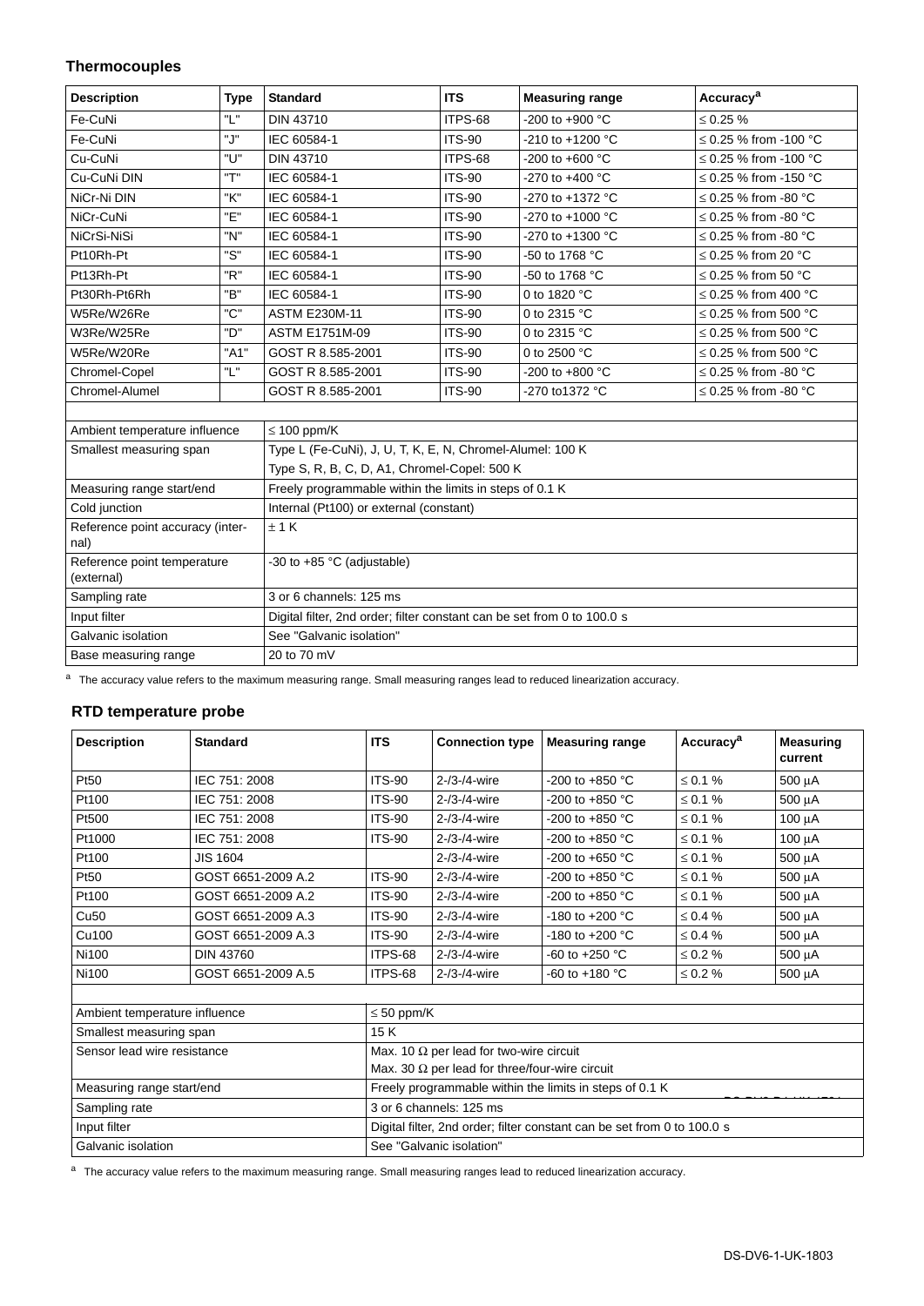### Thermocouples

| Description | Type | Standard | ITS | Measuring range | Accuracy[a] |
|---|---|---|---|---|---|
| Fe-CuNi | "L" | DIN 43710 | ITPS-68 | -200 to +900 °C | ≤ 0.25 % |
| Fe-CuNi | "J" | IEC 60584-1 | ITS-90 | -210 to +1200 °C | ≤ 0.25 % from -100 °C |
| Cu-CuNi | "U" | DIN 43710 | ITPS-68 | -200 to +600 °C | ≤ 0.25 % from -100 °C |
| Cu-CuNi DIN | "T" | IEC 60584-1 | ITS-90 | -270 to +400 °C | ≤ 0.25 % from -150 °C |
| NiCr-Ni DIN | "K" | IEC 60584-1 | ITS-90 | -270 to +1372 °C | ≤ 0.25 % from -80 °C |
| NiCr-CuNi | "E" | IEC 60584-1 | ITS-90 | -270 to +1000 °C | ≤ 0.25 % from -80 °C |
| NiCrSi-NiSi | "N" | IEC 60584-1 | ITS-90 | -270 to +1300 °C | ≤ 0.25 % from -80 °C |
| Pt10Rh-Pt | "S" | IEC 60584-1 | ITS-90 | -50 to 1768 °C | ≤ 0.25 % from 20 °C |
| Pt13Rh-Pt | "R" | IEC 60584-1 | ITS-90 | -50 to 1768 °C | ≤ 0.25 % from 50 °C |
| Pt30Rh-Pt6Rh | "B" | IEC 60584-1 | ITS-90 | 0 to 1820 °C | ≤ 0.25 % from 400 °C |
| W5Re/W26Re | "C" | ASTM E230M-11 | ITS-90 | 0 to 2315 °C | ≤ 0.25 % from 500 °C |
| W3Re/W25Re | "D" | ASTM E1751M-09 | ITS-90 | 0 to 2315 °C | ≤ 0.25 % from 500 °C |
| W5Re/W20Re | "A1" | GOST R 8.585-2001 | ITS-90 | 0 to 2500 °C | ≤ 0.25 % from 500 °C |
| Chromel-Copel | "L" | GOST R 8.585-2001 | ITS-90 | -200 to +800 °C | ≤ 0.25 % from -80 °C |
| Chromel-Alumel | | GOST R 8.585-2001 | ITS-90 | -270 to1372 °C | ≤ 0.25 % from -80 °C |

| | |
|---|---|
| Ambient temperature influence | ≤ 100 ppm/K |
| Smallest measuring span | Type L (Fe-CuNi), J, U, T, K, E, N, Chromel-Alumel: 100 K<br>Type S, R, B, C, D, A1, Chromel-Copel: 500 K |
| Measuring range start/end | Freely programmable within the limits in steps of 0.1 K |
| Cold junction | Internal (Pt100) or external (constant) |
| Reference point accuracy (internal) | ± 1 K |
| Reference point temperature (external) | -30 to +85 °C (adjustable) |
| Sampling rate | 3 or 6 channels: 125 ms |
| Input filter | Digital filter, 2nd order; filter constant can be set from 0 to 100.0 s |
| Galvanic isolation | See "Galvanic isolation" |
| Base measuring range | 20 to 70 mV |

[a] The accuracy value refers to the maximum measuring range. Small measuring ranges lead to reduced linearization accuracy.

### RTD temperature probe

| Description | Standard | ITS | Connection type | Measuring range | Accuracy[a] | Measuring current |
|---|---|---|---|---|---|---|
| Pt50 | IEC 751: 2008 | ITS-90 | 2-/3-/4-wire | -200 to +850 °C | ≤ 0.1 % | 500 µA |
| Pt100 | IEC 751: 2008 | ITS-90 | 2-/3-/4-wire | -200 to +850 °C | ≤ 0.1 % | 500 µA |
| Pt500 | IEC 751: 2008 | ITS-90 | 2-/3-/4-wire | -200 to +850 °C | ≤ 0.1 % | 100 µA |
| Pt1000 | IEC 751: 2008 | ITS-90 | 2-/3-/4-wire | -200 to +850 °C | ≤ 0.1 % | 100 µA |
| Pt100 | JIS 1604 | | 2-/3-/4-wire | -200 to +650 °C | ≤ 0.1 % | 500 µA |
| Pt50 | GOST 6651-2009 A.2 | ITS-90 | 2-/3-/4-wire | -200 to +850 °C | ≤ 0.1 % | 500 µA |
| Pt100 | GOST 6651-2009 A.2 | ITS-90 | 2-/3-/4-wire | -200 to +850 °C | ≤ 0.1 % | 500 µA |
| Cu50 | GOST 6651-2009 A.3 | ITS-90 | 2-/3-/4-wire | -180 to +200 °C | ≤ 0.4 % | 500 µA |
| Cu100 | GOST 6651-2009 A.3 | ITS-90 | 2-/3-/4-wire | -180 to +200 °C | ≤ 0.4 % | 500 µA |
| Ni100 | DIN 43760 | ITPS-68 | 2-/3-/4-wire | -60 to +250 °C | ≤ 0.2 % | 500 µA |
| Ni100 | GOST 6651-2009 A.5 | ITPS-68 | 2-/3-/4-wire | -60 to +180 °C | ≤ 0.2 % | 500 µA |

| | |
|---|---|
| Ambient temperature influence | ≤ 50 ppm/K |
| Smallest measuring span | 15 K |
| Sensor lead wire resistance | Max. 10 Ω per lead for two-wire circuit<br>Max. 30 Ω per lead for three/four-wire circuit |
| Measuring range start/end | Freely programmable within the limits in steps of 0.1 K |
| Sampling rate | 3 or 6 channels: 125 ms |
| Input filter | Digital filter, 2nd order; filter constant can be set from 0 to 100.0 s |
| Galvanic isolation | See "Galvanic isolation" |

[a] The accuracy value refers to the maximum measuring range. Small measuring ranges lead to reduced linearization accuracy.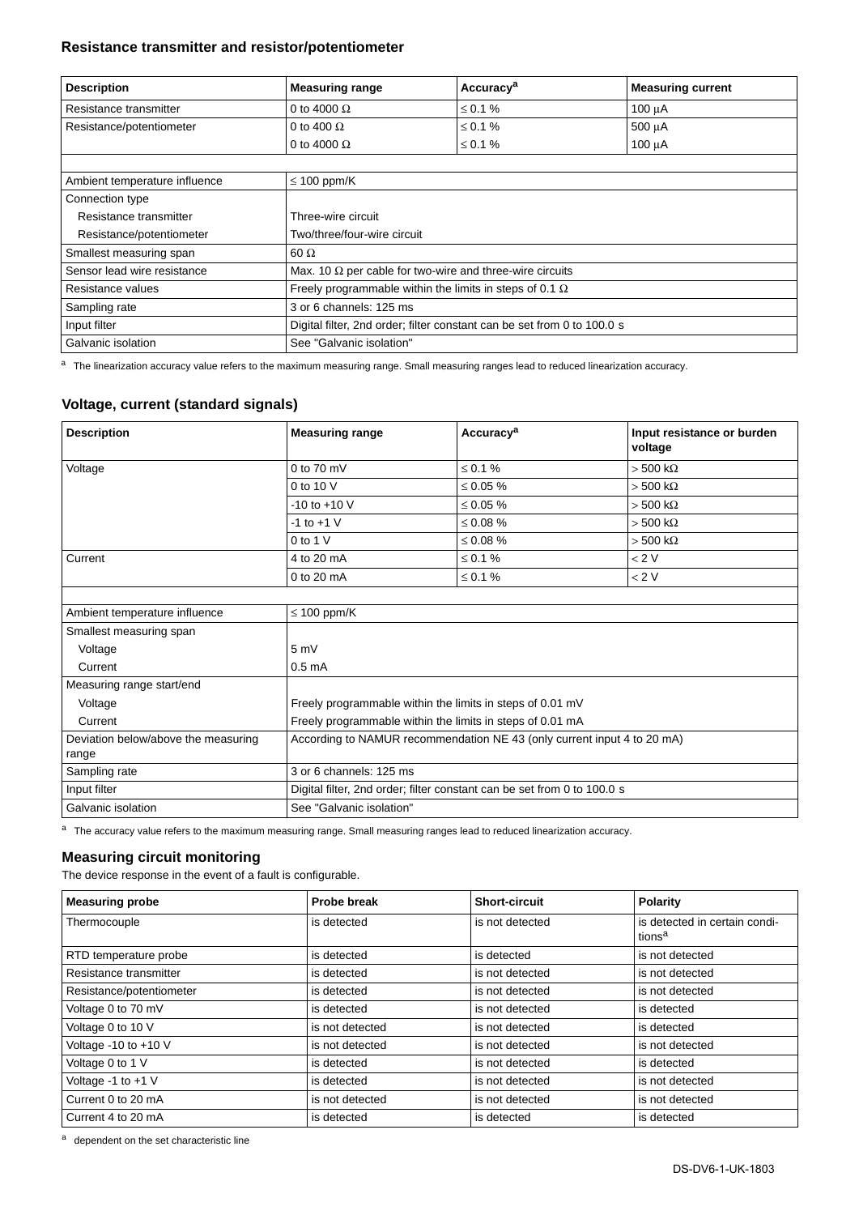### Resistance transmitter and resistor/potentiometer

| Description | Measuring range | Accuracy[a] | Measuring current |
| --- | --- | --- | --- |
| Resistance transmitter | 0 to 4000 Ω | ≤ 0.1 % | 100 µA |
| Resistance/potentiometer | 0 to 400 Ω | ≤ 0.1 % | 500 µA |
| | 0 to 4000 Ω | ≤ 0.1 % | 100 µA |
| | | | |
| Ambient temperature influence | ≤ 100 ppm/K | | |
| Connection type | | | |
| Resistance transmitter | Three-wire circuit | | |
| Resistance/potentiometer | Two/three/four-wire circuit | | |
| Smallest measuring span | 60 Ω | | |
| Sensor lead wire resistance | Max. 10 Ω per cable for two-wire and three-wire circuits | | |
| Resistance values | Freely programmable within the limits in steps of 0.1 Ω | | |
| Sampling rate | 3 or 6 channels: 125 ms | | |
| Input filter | Digital filter, 2nd order; filter constant can be set from 0 to 100.0 s | | |
| Galvanic isolation | See "Galvanic isolation" | | |

[a] The linearization accuracy value refers to the maximum measuring range. Small measuring ranges lead to reduced linearization accuracy.

### Voltage, current (standard signals)

| Description | Measuring range | Accuracy[a] | Input resistance or burden voltage |
| --- | --- | --- | --- |
| Voltage | 0 to 70 mV | ≤ 0.1 % | > 500 kΩ |
| | 0 to 10 V | ≤ 0.05 % | > 500 kΩ |
| | -10 to +10 V | ≤ 0.05 % | > 500 kΩ |
| | -1 to +1 V | ≤ 0.08 % | > 500 kΩ |
| | 0 to 1 V | ≤ 0.08 % | > 500 kΩ |
| Current | 4 to 20 mA | ≤ 0.1 % | < 2 V |
| | 0 to 20 mA | ≤ 0.1 % | < 2 V |
| | | | |
| Ambient temperature influence | ≤ 100 ppm/K | | |
| Smallest measuring span | | | |
| Voltage | 5 mV | | |
| Current | 0.5 mA | | |
| Measuring range start/end | | | |
| Voltage | Freely programmable within the limits in steps of 0.01 mV | | |
| Current | Freely programmable within the limits in steps of 0.01 mA | | |
| Deviation below/above the measuring range | According to NAMUR recommendation NE 43 (only current input 4 to 20 mA) | | |
| Sampling rate | 3 or 6 channels: 125 ms | | |
| Input filter | Digital filter, 2nd order; filter constant can be set from 0 to 100.0 s | | |
| Galvanic isolation | See "Galvanic isolation" | | |

[a] The accuracy value refers to the maximum measuring range. Small measuring ranges lead to reduced linearization accuracy.

### Measuring circuit monitoring

The device response in the event of a fault is configurable.

| Measuring probe | Probe break | Short-circuit | Polarity |
| --- | --- | --- | --- |
| Thermocouple | is detected | is not detected | is detected in certain conditions[a] |
| RTD temperature probe | is detected | is detected | is not detected |
| Resistance transmitter | is detected | is not detected | is not detected |
| Resistance/potentiometer | is detected | is not detected | is not detected |
| Voltage 0 to 70 mV | is detected | is not detected | is detected |
| Voltage 0 to 10 V | is not detected | is not detected | is detected |
| Voltage -10 to +10 V | is not detected | is not detected | is not detected |
| Voltage 0 to 1 V | is detected | is not detected | is detected |
| Voltage -1 to +1 V | is detected | is not detected | is not detected |
| Current 0 to 20 mA | is not detected | is not detected | is not detected |
| Current 4 to 20 mA | is detected | is detected | is detected |

[a] dependent on the set characteristic line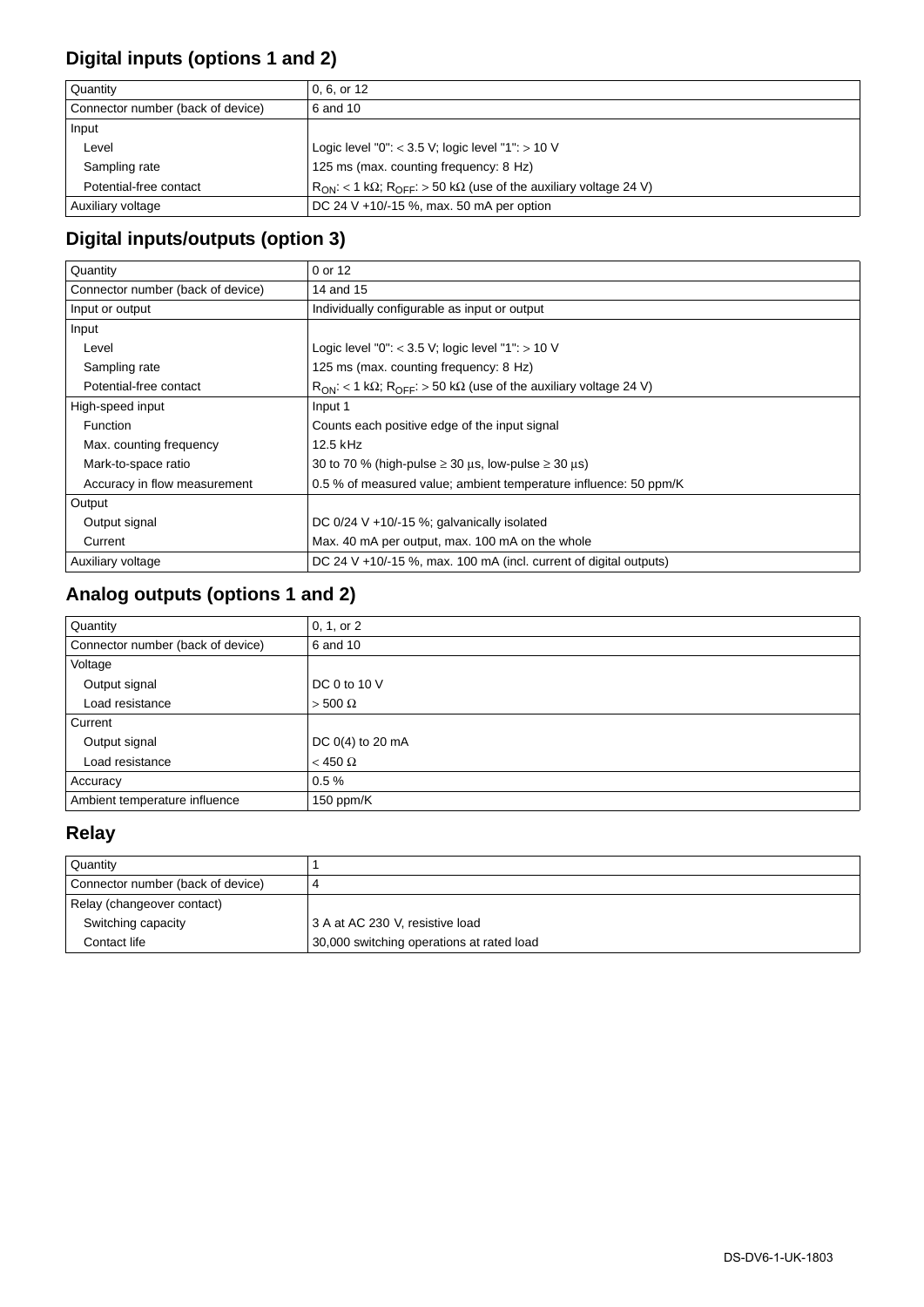## Digital inputs (options 1 and 2)

| | |
|---|---|
| Quantity | 0, 6, or 12 |
| Connector number (back of device) | 6 and 10 |
| Input | |
| Level | Logic level "0": < 3.5 V; logic level "1": > 10 V |
| Sampling rate | 125 ms (max. counting frequency: 8 Hz) |
| Potential-free contact | $R_{ON}$: < 1 kΩ; $R_{OFF}$: > 50 kΩ (use of the auxiliary voltage 24 V) |
| Auxiliary voltage | DC 24 V +10/-15 %, max. 50 mA per option |

## Digital inputs/outputs (option 3)

| | |
|---|---|
| Quantity | 0 or 12 |
| Connector number (back of device) | 14 and 15 |
| Input or output | Individually configurable as input or output |
| Input | |
| Level | Logic level "0": < 3.5 V; logic level "1": > 10 V |
| Sampling rate | 125 ms (max. counting frequency: 8 Hz) |
| Potential-free contact | $R_{ON}$: < 1 kΩ; $R_{OFF}$: > 50 kΩ (use of the auxiliary voltage 24 V) |
| High-speed input | Input 1 |
| Function | Counts each positive edge of the input signal |
| Max. counting frequency | 12.5 kHz |
| Mark-to-space ratio | 30 to 70 % (high-pulse ≥ 30 µs, low-pulse ≥ 30 µs) |
| Accuracy in flow measurement | 0.5 % of measured value; ambient temperature influence: 50 ppm/K |
| Output | |
| Output signal | DC 0/24 V +10/-15 %; galvanically isolated |
| Current | Max. 40 mA per output, max. 100 mA on the whole |
| Auxiliary voltage | DC 24 V +10/-15 %, max. 100 mA (incl. current of digital outputs) |

## Analog outputs (options 1 and 2)

| | |
|---|---|
| Quantity | 0, 1, or 2 |
| Connector number (back of device) | 6 and 10 |
| Voltage | |
| Output signal | DC 0 to 10 V |
| Load resistance | > 500 Ω |
| Current | |
| Output signal | DC 0(4) to 20 mA |
| Load resistance | < 450 Ω |
| Accuracy | 0.5 % |
| Ambient temperature influence | 150 ppm/K |

## Relay

| | |
|---|---|
| Quantity | 1 |
| Connector number (back of device) | 4 |
| Relay (changeover contact) | |
| Switching capacity | 3 A at AC 230 V, resistive load |
| Contact life | 30,000 switching operations at rated load |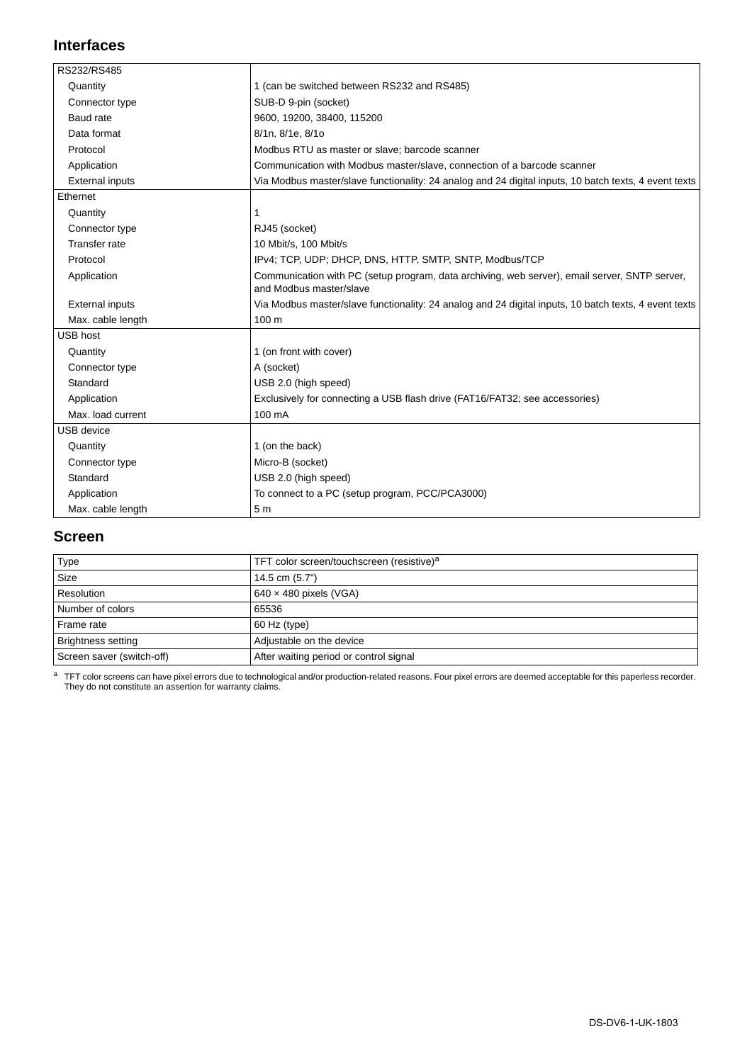## Interfaces

| RS232/RS485 | |
|---|---|
| Quantity | 1 (can be switched between RS232 and RS485) |
| Connector type | SUB-D 9-pin (socket) |
| Baud rate | 9600, 19200, 38400, 115200 |
| Data format | 8/1n, 8/1e, 8/1o |
| Protocol | Modbus RTU as master or slave; barcode scanner |
| Application | Communication with Modbus master/slave, connection of a barcode scanner |
| External inputs | Via Modbus master/slave functionality: 24 analog and 24 digital inputs, 10 batch texts, 4 event texts |
| **Ethernet** | |
| Quantity | 1 |
| Connector type | RJ45 (socket) |
| Transfer rate | 10 Mbit/s, 100 Mbit/s |
| Protocol | IPv4; TCP, UDP; DHCP, DNS, HTTP, SMTP, SNTP, Modbus/TCP |
| Application | Communication with PC (setup program, data archiving, web server), email server, SNTP server, and Modbus master/slave |
| External inputs | Via Modbus master/slave functionality: 24 analog and 24 digital inputs, 10 batch texts, 4 event texts |
| Max. cable length | 100 m |
| **USB host** | |
| Quantity | 1 (on front with cover) |
| Connector type | A (socket) |
| Standard | USB 2.0 (high speed) |
| Application | Exclusively for connecting a USB flash drive (FAT16/FAT32; see accessories) |
| Max. load current | 100 mA |
| **USB device** | |
| Quantity | 1 (on the back) |
| Connector type | Micro-B (socket) |
| Standard | USB 2.0 (high speed) |
| Application | To connect to a PC (setup program, PCC/PCA3000) |
| Max. cable length | 5 m |

## Screen

| Type | TFT color screen/touchscreen (resistive)[a] |
|---|---|
| Size | 14.5 cm (5.7") |
| Resolution | 640 × 480 pixels (VGA) |
| Number of colors | 65536 |
| Frame rate | 60 Hz (type) |
| Brightness setting | Adjustable on the device |
| Screen saver (switch-off) | After waiting period or control signal |

[a] TFT color screens can have pixel errors due to technological and/or production-related reasons. Four pixel errors are deemed acceptable for this paperless recorder. They do not constitute an assertion for warranty claims.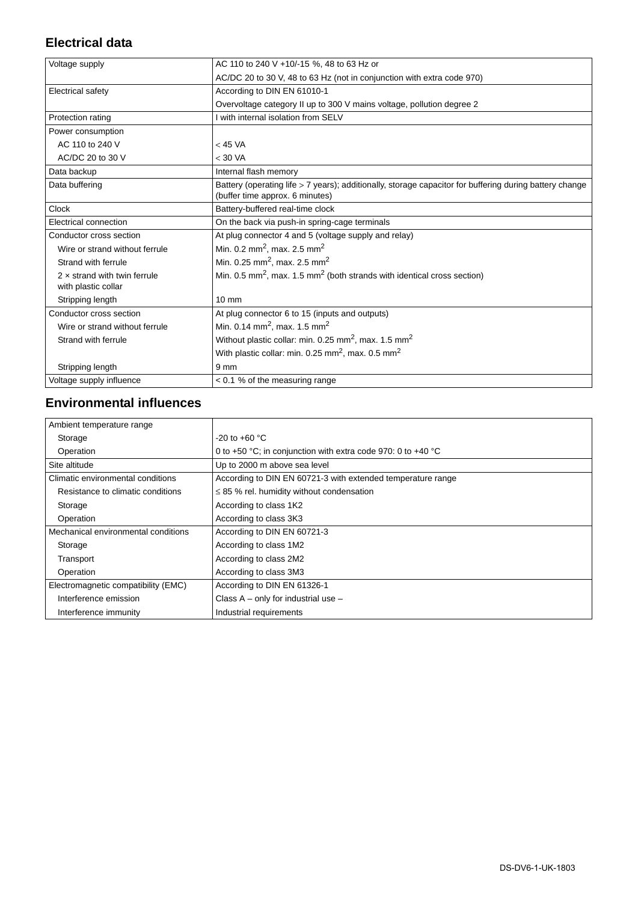## Electrical data

| | |
|---|---|
| Voltage supply | AC 110 to 240 V +10/-15 %, 48 to 63 Hz or |
| | AC/DC 20 to 30 V, 48 to 63 Hz (not in conjunction with extra code 970) |
| Electrical safety | According to DIN EN 61010-1 |
| | Overvoltage category II up to 300 V mains voltage, pollution degree 2 |
| Protection rating | I with internal isolation from SELV |
| Power consumption | |
| AC 110 to 240 V | < 45 VA |
| AC/DC 20 to 30 V | < 30 VA |
| Data backup | Internal flash memory |
| Data buffering | Battery (operating life > 7 years); additionally, storage capacitor for buffering during battery change (buffer time approx. 6 minutes) |
| Clock | Battery-buffered real-time clock |
| Electrical connection | On the back via push-in spring-cage terminals |
| Conductor cross section | At plug connector 4 and 5 (voltage supply and relay) |
| Wire or strand without ferrule | Min. 0.2 $mm^2$, max. 2.5 $mm^2$ |
| Strand with ferrule | Min. 0.25 $mm^2$, max. 2.5 $mm^2$ |
| 2 × strand with twin ferrule with plastic collar | Min. 0.5 $mm^2$, max. 1.5 $mm^2$ (both strands with identical cross section) |
| Stripping length | 10 mm |
| Conductor cross section | At plug connector 6 to 15 (inputs and outputs) |
| Wire or strand without ferrule | Min. 0.14 $mm^2$, max. 1.5 $mm^2$ |
| Strand with ferrule | Without plastic collar: min. 0.25 $mm^2$, max. 1.5 $mm^2$ |
| | With plastic collar: min. 0.25 $mm^2$, max. 0.5 $mm^2$ |
| Stripping length | 9 mm |
| Voltage supply influence | < 0.1 % of the measuring range |

## Environmental influences

| | |
|---|---|
| Ambient temperature range | |
| Storage | -20 to +60 °C |
| Operation | 0 to +50 °C; in conjunction with extra code 970: 0 to +40 °C |
| Site altitude | Up to 2000 m above sea level |
| Climatic environmental conditions | According to DIN EN 60721-3 with extended temperature range |
| Resistance to climatic conditions | ≤ 85 % rel. humidity without condensation |
| Storage | According to class 1K2 |
| Operation | According to class 3K3 |
| Mechanical environmental conditions | According to DIN EN 60721-3 |
| Storage | According to class 1M2 |
| Transport | According to class 2M2 |
| Operation | According to class 3M3 |
| Electromagnetic compatibility (EMC) | According to DIN EN 61326-1 |
| Interference emission | Class A – only for industrial use – |
| Interference immunity | Industrial requirements |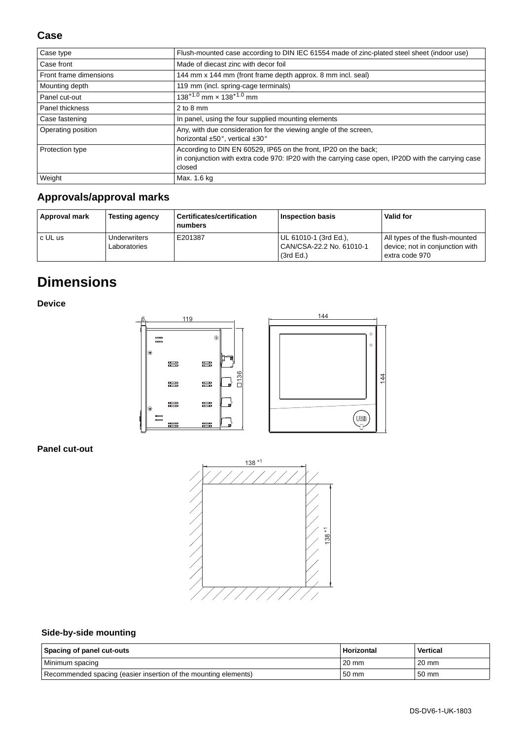### Case

| Case type | Flush-mounted case according to DIN IEC 61554 made of zinc-plated steel sheet (indoor use) |
|---|---|
| Case front | Made of diecast zinc with decor foil |
| Front frame dimensions | 144 mm x 144 mm (front frame depth approx. 8 mm incl. seal) |
| Mounting depth | 119 mm (incl. spring-cage terminals) |
| Panel cut-out | $138^{+1.0}$ mm × $138^{+1.0}$ mm |
| Panel thickness | 2 to 8 mm |
| Case fastening | In panel, using the four supplied mounting elements |
| Operating position | Any, with due consideration for the viewing angle of the screen, horizontal ±50°, vertical ±30° |
| Protection type | According to DIN EN 60529, IP65 on the front, IP20 on the back; in conjunction with extra code 970: IP20 with the carrying case open, IP20D with the carrying case closed |
| Weight | Max. 1.6 kg |

### Approvals/approval marks

| Approval mark | Testing agency | Certificates/certification numbers | Inspection basis | Valid for |
|---|---|---|---|---|
| c UL us | Underwriters Laboratories | E201387 | UL 61010-1 (3rd Ed.), CAN/CSA-22.2 No. 61010-1 (3rd Ed.) | All types of the flush-mounted device; not in conjunction with extra code 970 |

# Dimensions

### Device

### Panel cut-out

### Side-by-side mounting

| Spacing of panel cut-outs | Horizontal | Vertical |
|---|---|---|
| Minimum spacing | 20 mm | 20 mm |
| Recommended spacing (easier insertion of the mounting elements) | 50 mm | 50 mm |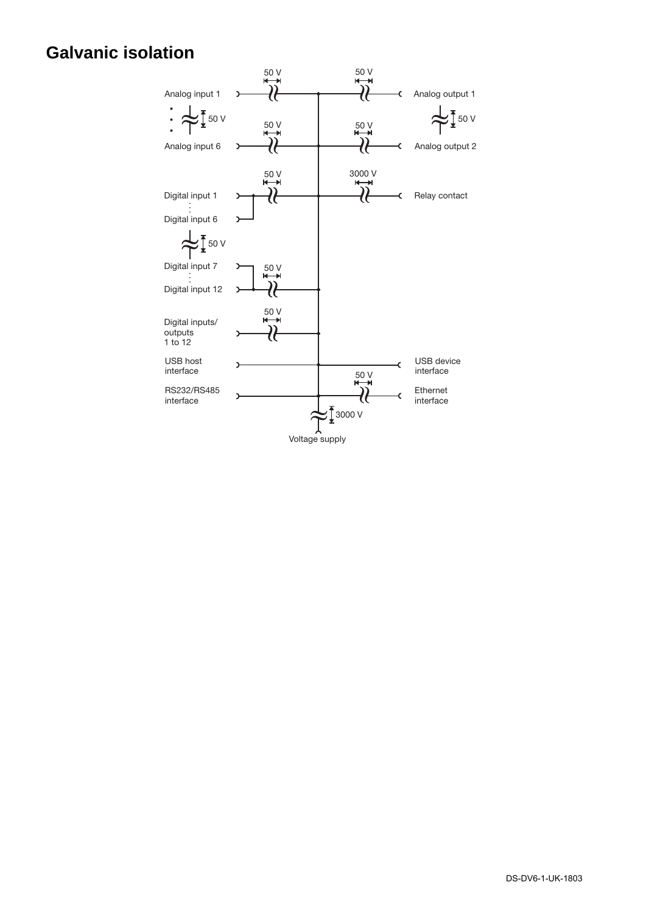# Galvanic isolation

Analog input 1 — 50 V — Analog output 1 (50 V)

Analog inputs 1 to 6: 50 V between each other

Analog outputs 1 and 2: 50 V between each other

Analog input 6 — 50 V — Analog output 2 (50 V)

Digital input 1 … Digital input 6 — 50 V — Relay contact (3000 V)

Digital inputs 1 to 6 / Digital inputs 7 to 12: 50 V

Digital input 7 … Digital input 12 — 50 V

Digital inputs/outputs 1 to 12 — 50 V

USB host interface — USB device interface

RS232/RS485 interface — Ethernet interface (50 V)

Voltage supply — 3000 V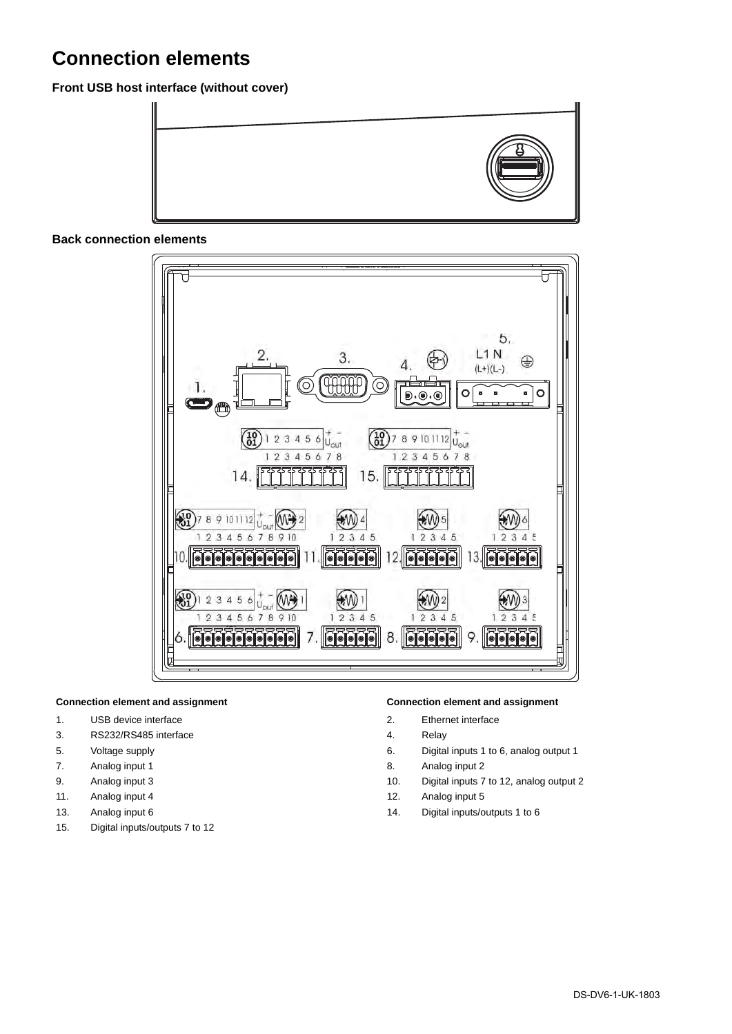# Connection elements

### Front USB host interface (without cover)

### Back connection elements

| Connection element and assignment | | Connection element and assignment | |
|---|---|---|---|
| 1. | USB device interface | 2. | Ethernet interface |
| 3. | RS232/RS485 interface | 4. | Relay |
| 5. | Voltage supply | 6. | Digital inputs 1 to 6, analog output 1 |
| 7. | Analog input 1 | 8. | Analog input 2 |
| 9. | Analog input 3 | 10. | Digital inputs 7 to 12, analog output 2 |
| 11. | Analog input 4 | 12. | Analog input 5 |
| 13. | Analog input 6 | 14. | Digital inputs/outputs 1 to 6 |
| 15. | Digital inputs/outputs 7 to 12 | | |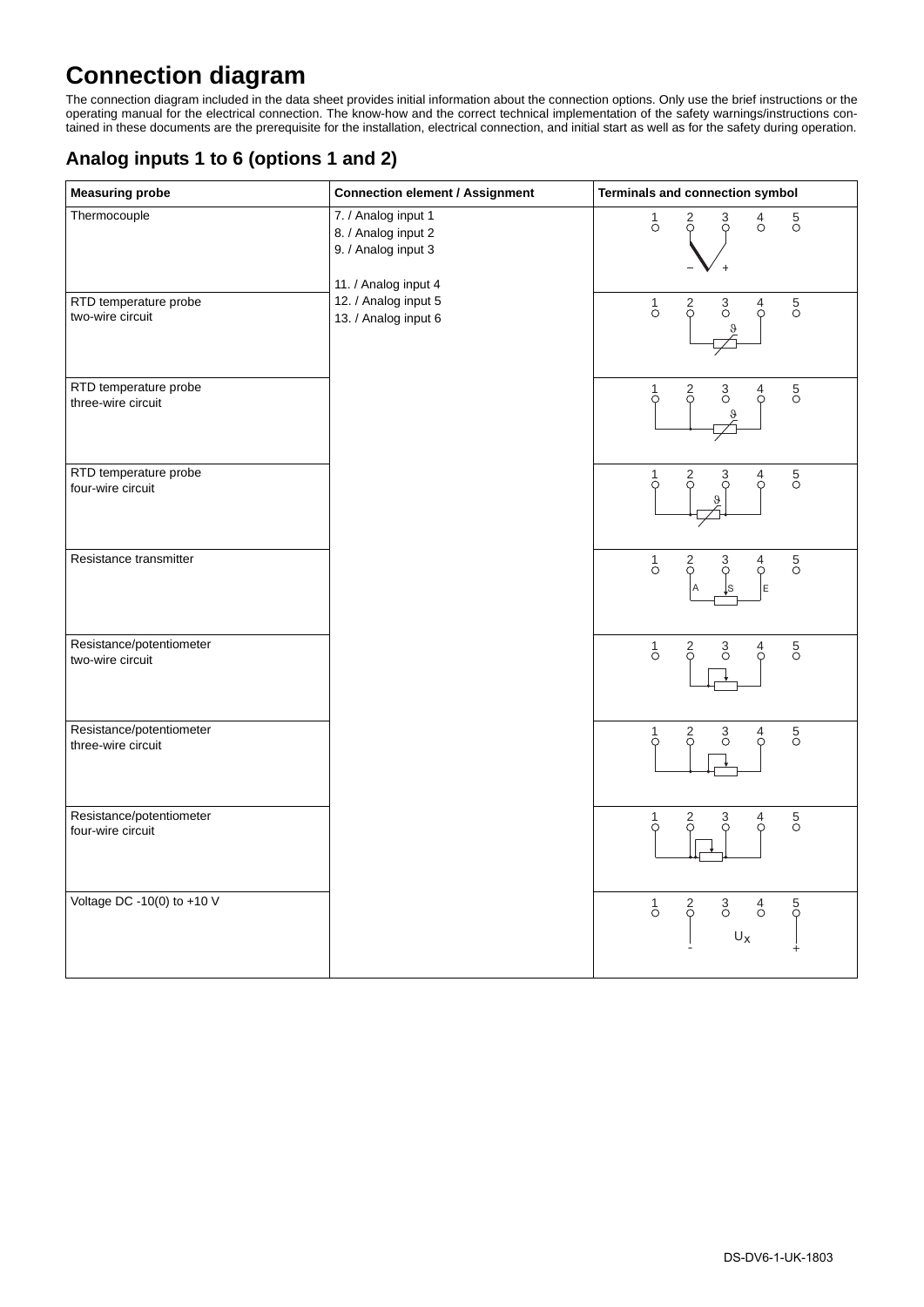# Connection diagram

The connection diagram included in the data sheet provides initial information about the connection options. Only use the brief instructions or the operating manual for the electrical connection. The know-how and the correct technical implementation of the safety warnings/instructions contained in these documents are the prerequisite for the installation, electrical connection, and initial start as well as for the safety during operation.

## Analog inputs 1 to 6 (options 1 and 2)

| Measuring probe | Connection element / Assignment | Terminals and connection symbol |
|---|---|---|
| Thermocouple | 7. / Analog input 1<br>8. / Analog input 2<br>9. / Analog input 3<br><br>11. / Analog input 4<br>12. / Analog input 5<br>13. / Analog input 6 | 1 2 3 4 5<br>− + |
| RTD temperature probe<br>two-wire circuit | | 1 2 3 4 5<br>ϑ |
| RTD temperature probe<br>three-wire circuit | | 1 2 3 4 5<br>ϑ |
| RTD temperature probe<br>four-wire circuit | | 1 2 3 4 5<br>ϑ |
| Resistance transmitter | | 1 2 3 4 5<br>A S E |
| Resistance/potentiometer<br>two-wire circuit | | 1 2 3 4 5 |
| Resistance/potentiometer<br>three-wire circuit | | 1 2 3 4 5 |
| Resistance/potentiometer<br>four-wire circuit | | 1 2 3 4 5 |
| Voltage DC -10(0) to +10 V | | 1 2 3 4 5<br>- $U_x$ + |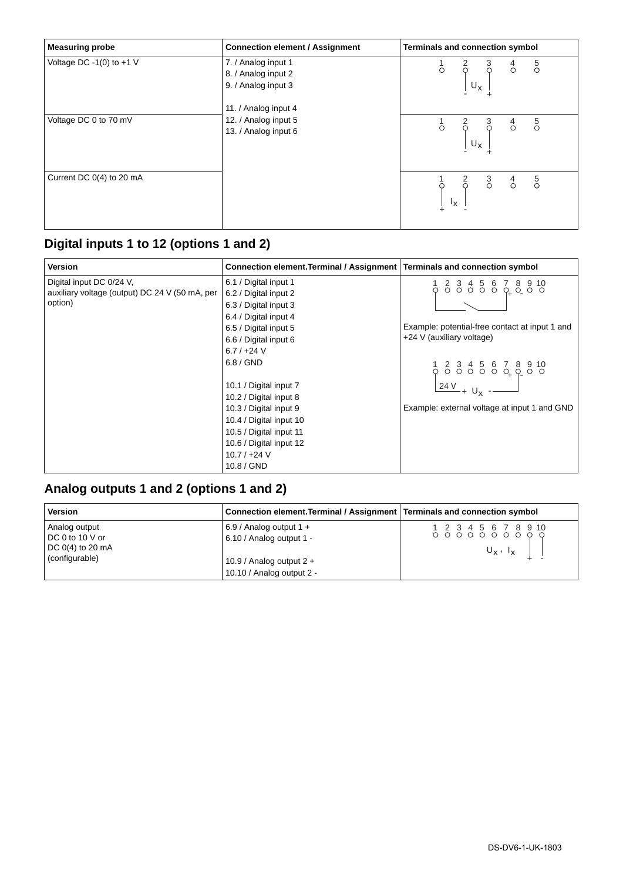| Measuring probe | Connection element / Assignment | Terminals and connection symbol |
|---|---|---|
| Voltage DC -1(0) to +1 V | 7. / Analog input 1<br>8. / Analog input 2<br>9. / Analog input 3<br><br>11. / Analog input 4<br>12. / Analog input 5<br>13. / Analog input 6 | 1 2 3 4 5 — $U_x$ between 2 (-) and 3 (+) |
| Voltage DC 0 to 70 mV | | 1 2 3 4 5 — $U_x$ between 2 (-) and 3 (+) |
| Current DC 0(4) to 20 mA | | 1 2 3 4 5 — $I_x$ between 1 (+) and 2 (-) |

## Digital inputs 1 to 12 (options 1 and 2)

| Version | Connection element.Terminal / Assignment | Terminals and connection symbol |
|---|---|---|
| Digital input DC 0/24 V,<br>auxiliary voltage (output) DC 24 V (50 mA, per option) | 6.1 / Digital input 1<br>6.2 / Digital input 2<br>6.3 / Digital input 3<br>6.4 / Digital input 4<br>6.5 / Digital input 5<br>6.6 / Digital input 6<br>6.7 / +24 V<br>6.8 / GND<br><br>10.1 / Digital input 7<br>10.2 / Digital input 8<br>10.3 / Digital input 9<br>10.4 / Digital input 10<br>10.5 / Digital input 11<br>10.6 / Digital input 12<br>10.7 / +24 V<br>10.8 / GND | 1 2 3 4 5 6 7 8 9 10<br>Example: potential-free contact at input 1 and +24 V (auxiliary voltage)<br><br>1 2 3 4 5 6 7 8 9 10<br>24 V + $U_x$ -<br>Example: external voltage at input 1 and GND |

## Analog outputs 1 and 2 (options 1 and 2)

| Version | Connection element.Terminal / Assignment | Terminals and connection symbol |
|---|---|---|
| Analog output<br>DC 0 to 10 V or<br>DC 0(4) to 20 mA<br>(configurable) | 6.9 / Analog output 1 +<br>6.10 / Analog output 1 -<br><br>10.9 / Analog output 2 +<br>10.10 / Analog output 2 - | 1 2 3 4 5 6 7 8 9 10<br>$U_x$ , $I_x$ between 9 (+) and 10 (-) |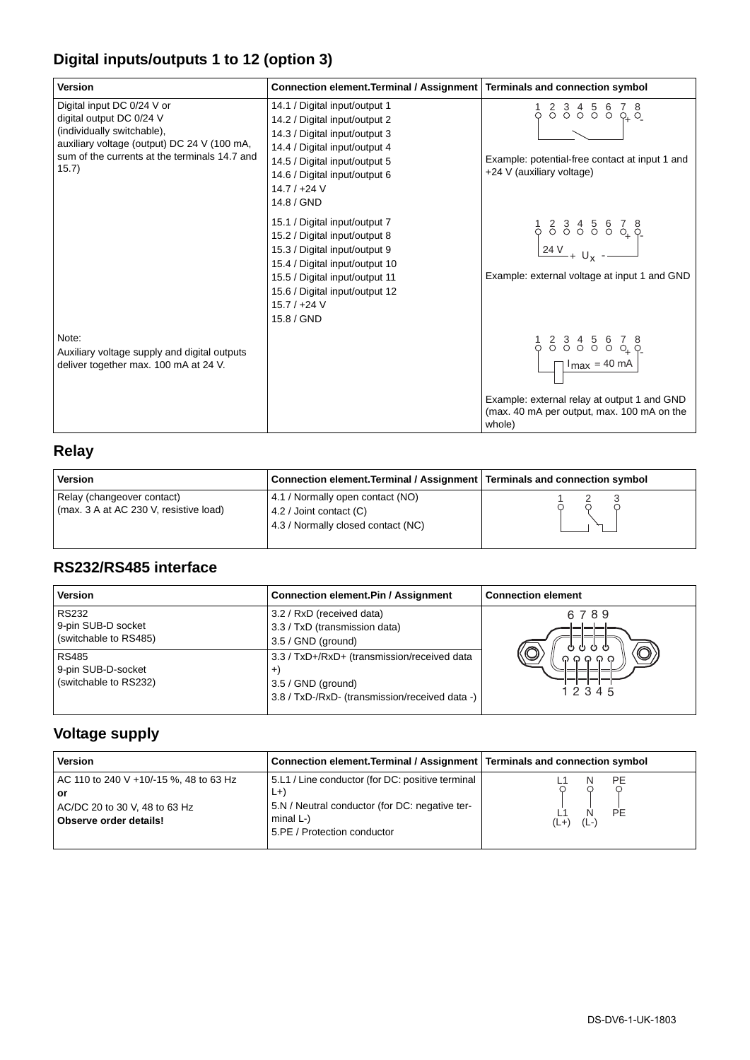## Digital inputs/outputs 1 to 12 (option 3)

| Version | Connection element.Terminal / Assignment | Terminals and connection symbol |
|---|---|---|
| Digital input DC 0/24 V or digital output DC 0/24 V (individually switchable), auxiliary voltage (output) DC 24 V (100 mA, sum of the currents at the terminals 14.7 and 15.7) | 14.1 / Digital input/output 1<br>14.2 / Digital input/output 2<br>14.3 / Digital input/output 3<br>14.4 / Digital input/output 4<br>14.5 / Digital input/output 5<br>14.6 / Digital input/output 6<br>14.7 / +24 V<br>14.8 / GND | Example: potential-free contact at input 1 and +24 V (auxiliary voltage) |
| | 15.1 / Digital input/output 7<br>15.2 / Digital input/output 8<br>15.3 / Digital input/output 9<br>15.4 / Digital input/output 10<br>15.5 / Digital input/output 11<br>15.6 / Digital input/output 12<br>15.7 / +24 V<br>15.8 / GND | Example: external voltage at input 1 and GND |
| Note:<br>Auxiliary voltage supply and digital outputs deliver together max. 100 mA at 24 V. | | Example: external relay at output 1 and GND (max. 40 mA per output, max. 100 mA on the whole) |

## Relay

| Version | Connection element.Terminal / Assignment | Terminals and connection symbol |
|---|---|---|
| Relay (changeover contact)<br>(max. 3 A at AC 230 V, resistive load) | 4.1 / Normally open contact (NO)<br>4.2 / Joint contact (C)<br>4.3 / Normally closed contact (NC) | |

## RS232/RS485 interface

| Version | Connection element.Pin / Assignment | Connection element |
|---|---|---|
| RS232<br>9-pin SUB-D socket<br>(switchable to RS485) | 3.2 / RxD (received data)<br>3.3 / TxD (transmission data)<br>3.5 / GND (ground) | |
| RS485<br>9-pin SUB-D-socket<br>(switchable to RS232) | 3.3 / TxD+/RxD+ (transmission/received data +)<br>3.5 / GND (ground)<br>3.8 / TxD-/RxD- (transmission/received data -) | |

## Voltage supply

| Version | Connection element.Terminal / Assignment | Terminals and connection symbol |
|---|---|---|
| AC 110 to 240 V +10/-15 %, 48 to 63 Hz<br>**or**<br>AC/DC 20 to 30 V, 48 to 63 Hz<br>**Observe order details!** | 5.L1 / Line conductor (for DC: positive terminal L+)<br>5.N / Neutral conductor (for DC: negative terminal L-)<br>5.PE / Protection conductor | |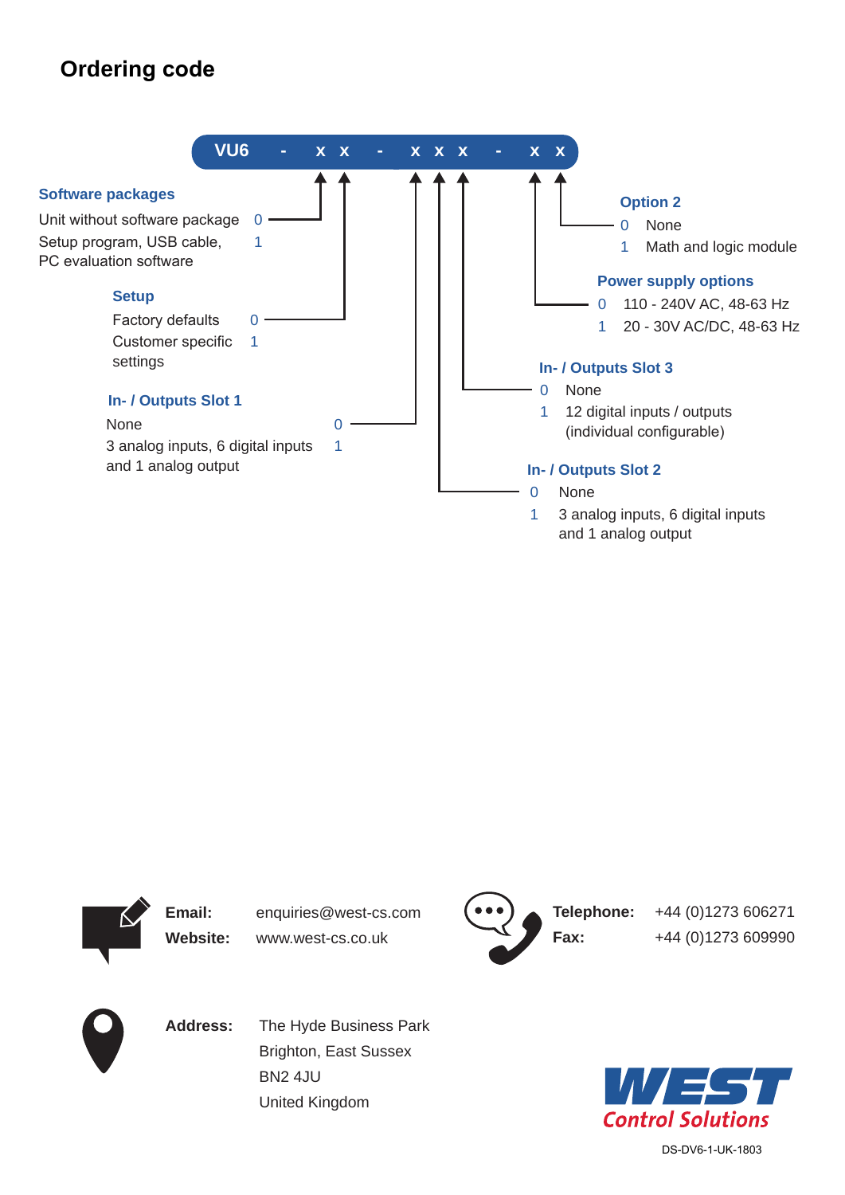## Ordering code

**VU6 - x x - x x x - x x**

**Software packages**

- 0 Unit without software package
- 1 Setup program, USB cable, PC evaluation software

**Setup**

- 0 Factory defaults
- 1 Customer specific settings

**In- / Outputs Slot 1**

- 0 None
- 1 3 analog inputs, 6 digital inputs and 1 analog output

**In- / Outputs Slot 2**

- 0 None
- 1 3 analog inputs, 6 digital inputs and 1 analog output

**In- / Outputs Slot 3**

- 0 None
- 1 12 digital inputs / outputs (individual configurable)

**Power supply options**

- 0 110 - 240V AC, 48-63 Hz
- 1 20 - 30V AC/DC, 48-63 Hz

**Option 2**

- 0 None
- 1 Math and logic module

**Email:** enquiries@west-cs.com
**Website:** www.west-cs.co.uk

**Telephone:** +44 (0)1273 606271
**Fax:** +44 (0)1273 609990

**Address:** The Hyde Business Park
Brighton, East Sussex
BN2 4JU
United Kingdom

WEST Control Solutions

DS-DV6-1-UK-1803